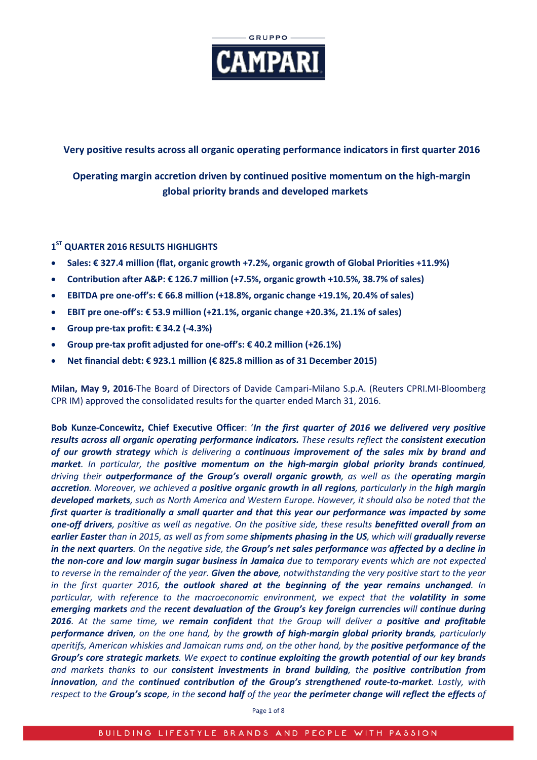## Very positive results across all organic operating performance indicators in first quarter 2016

## Operating margin accretion driven by continued positive momentum on the high-margin global priority brands and developed markets

### 1ST QUARTER 2016 RESULTS HIGHLIGHTS

- **Sales: € 327.4 million (flat, organic growth +7.2%, organic growth of Global Priorities +11.9%)**
- **Contribution after A&P: € 126.7 million (+7.5%, organic growth +10.5%, 38.7% of sales)**
- **EBITDA pre one-off's: € 66.8 million (+18.8%, organic change +19.1%, 20.4% of sales)**
- **EBIT pre one-off's: € 53.9 million (+21.1%, organic change +20.3%, 21.1% of sales)**
- **Group pre-tax profit: € 34.2 (-4.3%)**
- **Group pre-tax profit adjusted for one-off's: € 40.2 million (+26.1%)**
- **Net financial debt: € 923.1 million (€ 825.8 million as of 31 December 2015)**

**Milan, May 9, 2016**-The Board of Directors of Davide Campari-Milano S.p.A. (Reuters CPRI.MI-Bloomberg CPR IM) approved the consolidated results for the quarter ended March 31, 2016.

**Bob Kunze-Concewitz, Chief Executive Officer**: '***In the first quarter of 2016 we delivered very positive results across all organic operating performance indicators.*** *These results reflect the* ***consistent execution of our growth strategy*** *which is delivering a* ***continuous improvement of the sales mix by brand and market****. In particular, the* ***positive momentum on the high-margin global priority brands continued****, driving their* ***outperformance of the Group's overall organic growth****, as well as the* ***operating margin accretion****. Moreover, we achieved a* ***positive organic growth in all regions****, particularly in the* ***high margin developed markets****, such as North America and Western Europe. However, it should also be noted that the* ***first quarter is traditionally a small quarter and that this year our performance was impacted by some one-off drivers****, positive as well as negative. On the positive side, these results* ***benefitted overall from an earlier Easter*** *than in 2015, as well as from some* ***shipments phasing in the US****, which will* ***gradually reverse in the next quarters****. On the negative side, the* ***Group's net sales performance*** *was* ***affected by a decline in the non-core and low margin sugar business in Jamaica*** *due to temporary events which are not expected to reverse in the remainder of the year.* ***Given the above****, notwithstanding the very positive start to the year in the first quarter 2016,* ***the outlook shared at the beginning of the year remains unchanged****. In particular, with reference to the macroeconomic environment, we expect that the* ***volatility in some emerging markets*** *and the* ***recent devaluation of the Group's key foreign currencies*** *will* ***continue during 2016****. At the same time, we* ***remain confident*** *that the Group will deliver a* ***positive and profitable performance driven****, on the one hand, by the* ***growth of high-margin global priority brands****, particularly aperitifs, American whiskies and Jamaican rums and, on the other hand, by the* ***positive performance of the Group's core strategic markets****. We expect to* ***continue exploiting the growth potential of our key brands*** *and markets thanks to our* ***consistent investments in brand building****, the* ***positive contribution from innovation****, and the* ***continued contribution of the Group's strengthened route-to-market****. Lastly, with respect to the* ***Group's scope****, in the* ***second half*** *of the year* ***the perimeter change will reflect the effects*** *of*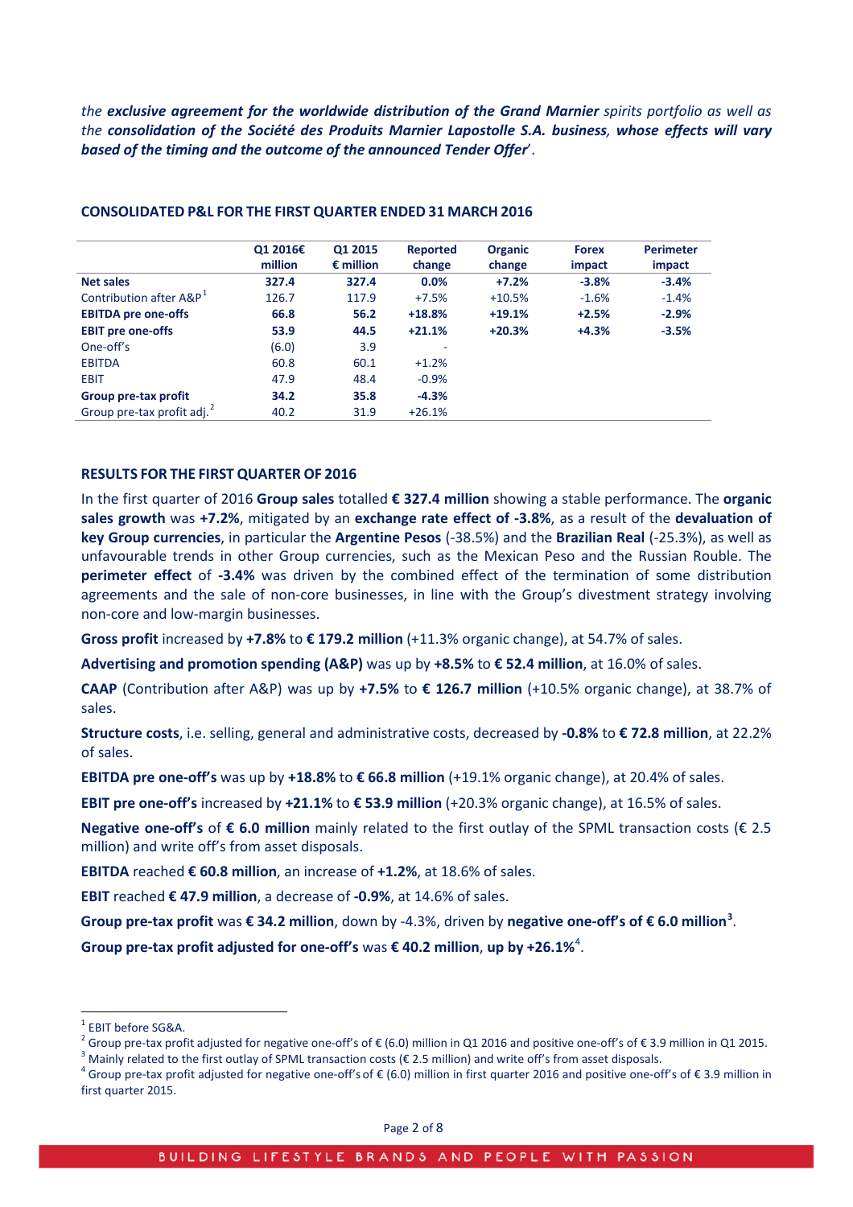*the **exclusive agreement for the worldwide distribution of the Grand Marnier** spirits portfolio as well as the **consolidation of the Société des Produits Marnier Lapostolle S.A. business, whose effects will vary based of the timing and the outcome of the announced Tender Offer***'.

**CONSOLIDATED P&L FOR THE FIRST QUARTER ENDED 31 MARCH 2016**

| | Q1 2016€ million | Q1 2015 € million | Reported change | Organic change | Forex impact | Perimeter impact |
|---|---|---|---|---|---|---|
| **Net sales** | **327.4** | **327.4** | **0.0%** | **+7.2%** | **-3.8%** | **-3.4%** |
| Contribution after A&P[1] | 126.7 | 117.9 | +7.5% | +10.5% | -1.6% | -1.4% |
| **EBITDA pre one-offs** | **66.8** | **56.2** | **+18.8%** | **+19.1%** | **+2.5%** | **-2.9%** |
| **EBIT pre one-offs** | **53.9** | **44.5** | **+21.1%** | **+20.3%** | **+4.3%** | **-3.5%** |
| One-off's | (6.0) | 3.9 | - | | | |
| EBITDA | 60.8 | 60.1 | +1.2% | | | |
| EBIT | 47.9 | 48.4 | -0.9% | | | |
| **Group pre-tax profit** | **34.2** | **35.8** | **-4.3%** | | | |
| Group pre-tax profit adj.[2] | 40.2 | 31.9 | +26.1% | | | |

**RESULTS FOR THE FIRST QUARTER OF 2016**

In the first quarter of 2016 **Group sales** totalled **€ 327.4 million** showing a stable performance. The **organic sales growth** was **+7.2%**, mitigated by an **exchange rate effect of -3.8%**, as a result of the **devaluation of key Group currencies**, in particular the **Argentine Pesos** (-38.5%) and the **Brazilian Real** (-25.3%), as well as unfavourable trends in other Group currencies, such as the Mexican Peso and the Russian Rouble. The **perimeter effect** of **-3.4%** was driven by the combined effect of the termination of some distribution agreements and the sale of non-core businesses, in line with the Group's divestment strategy involving non-core and low-margin businesses.

**Gross profit** increased by **+7.8%** to **€ 179.2 million** (+11.3% organic change), at 54.7% of sales.

**Advertising and promotion spending (A&P)** was up by **+8.5%** to **€ 52.4 million**, at 16.0% of sales.

**CAAP** (Contribution after A&P) was up by **+7.5%** to **€ 126.7 million** (+10.5% organic change), at 38.7% of sales.

**Structure costs**, i.e. selling, general and administrative costs, decreased by **-0.8%** to **€ 72.8 million**, at 22.2% of sales.

**EBITDA pre one-off's** was up by **+18.8%** to **€ 66.8 million** (+19.1% organic change), at 20.4% of sales.

**EBIT pre one-off's** increased by **+21.1%** to **€ 53.9 million** (+20.3% organic change), at 16.5% of sales.

**Negative one-off's** of **€ 6.0 million** mainly related to the first outlay of the SPML transaction costs (€ 2.5 million) and write off's from asset disposals.

**EBITDA** reached **€ 60.8 million**, an increase of **+1.2%**, at 18.6% of sales.

**EBIT** reached **€ 47.9 million**, a decrease of **-0.9%**, at 14.6% of sales.

**Group pre-tax profit** was **€ 34.2 million**, down by -4.3%, driven by **negative one-off's of € 6.0 million**[3].

**Group pre-tax profit adjusted for one-off's** was **€ 40.2 million**, **up by +26.1%**[4].

---

[1] EBIT before SG&A.

[2] Group pre-tax profit adjusted for negative one-off's of € (6.0) million in Q1 2016 and positive one-off's of € 3.9 million in Q1 2015.

[3] Mainly related to the first outlay of SPML transaction costs (€ 2.5 million) and write off's from asset disposals.

[4] Group pre-tax profit adjusted for negative one-off's of € (6.0) million in first quarter 2016 and positive one-off's of € 3.9 million in first quarter 2015.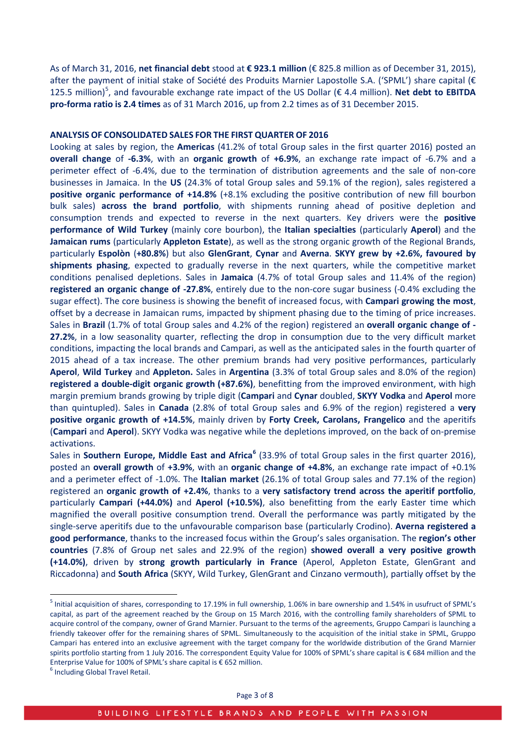As of March 31, 2016, **net financial debt** stood at **€ 923.1 million** (€ 825.8 million as of December 31, 2015), after the payment of initial stake of Société des Produits Marnier Lapostolle S.A. ('SPML') share capital (€ 125.5 million)[5], and favourable exchange rate impact of the US Dollar (€ 4.4 million). **Net debt to EBITDA pro-forma ratio is 2.4 times** as of 31 March 2016, up from 2.2 times as of 31 December 2015.

**ANALYSIS OF CONSOLIDATED SALES FOR THE FIRST QUARTER OF 2016**

Looking at sales by region, the **Americas** (41.2% of total Group sales in the first quarter 2016) posted an **overall change** of **-6.3%**, with an **organic growth** of **+6.9%**, an exchange rate impact of -6.7% and a perimeter effect of -6.4%, due to the termination of distribution agreements and the sale of non-core businesses in Jamaica. In the **US** (24.3% of total Group sales and 59.1% of the region), sales registered a **positive organic performance of +14.8%** (+8.1% excluding the positive contribution of new fill bourbon bulk sales) **across the brand portfolio**, with shipments running ahead of positive depletion and consumption trends and expected to reverse in the next quarters. Key drivers were the **positive performance of Wild Turkey** (mainly core bourbon), the **Italian specialties** (particularly **Aperol**) and the **Jamaican rums** (particularly **Appleton Estate**), as well as the strong organic growth of the Regional Brands, particularly **Espolòn** (**+80.8%**) but also **GlenGrant**, **Cynar** and **Averna**. **SKYY grew by +2.6%, favoured by shipments phasing**, expected to gradually reverse in the next quarters, while the competitive market conditions penalised depletions. Sales in **Jamaica** (4.7% of total Group sales and 11.4% of the region) **registered an organic change of -27.8%**, entirely due to the non-core sugar business (-0.4% excluding the sugar effect). The core business is showing the benefit of increased focus, with **Campari growing the most**, offset by a decrease in Jamaican rums, impacted by shipment phasing due to the timing of price increases. Sales in **Brazil** (1.7% of total Group sales and 4.2% of the region) registered an **overall organic change of -27.2%**, in a low seasonality quarter, reflecting the drop in consumption due to the very difficult market conditions, impacting the local brands and Campari, as well as the anticipated sales in the fourth quarter of 2015 ahead of a tax increase. The other premium brands had very positive performances, particularly **Aperol**, **Wild Turkey** and **Appleton.** Sales in **Argentina** (3.3% of total Group sales and 8.0% of the region) **registered a double-digit organic growth (+87.6%)**, benefitting from the improved environment, with high margin premium brands growing by triple digit (**Campari** and **Cynar** doubled, **SKYY Vodka** and **Aperol** more than quintupled). Sales in **Canada** (2.8% of total Group sales and 6.9% of the region) registered a **very positive organic growth of +14.5%**, mainly driven by **Forty Creek, Carolans, Frangelico** and the aperitifs (**Campari** and **Aperol**). SKYY Vodka was negative while the depletions improved, on the back of on-premise activations.

Sales in **Southern Europe, Middle East and Africa**[6] (33.9% of total Group sales in the first quarter 2016), posted an **overall growth** of **+3.9%**, with an **organic change of +4.8%**, an exchange rate impact of +0.1% and a perimeter effect of -1.0%. The **Italian market** (26.1% of total Group sales and 77.1% of the region) registered an **organic growth of +2.4%**, thanks to a **very satisfactory trend across the aperitif portfolio**, particularly **Campari (+44.0%)** and **Aperol (+10.5%)**, also benefitting from the early Easter time which magnified the overall positive consumption trend. Overall the performance was partly mitigated by the single-serve aperitifs due to the unfavourable comparison base (particularly Crodino). **Averna registered a good performance**, thanks to the increased focus within the Group's sales organisation. The **region's other countries** (7.8% of Group net sales and 22.9% of the region) **showed overall a very positive growth (+14.0%)**, driven by **strong growth particularly in France** (Aperol, Appleton Estate, GlenGrant and Riccadonna) and **South Africa** (SKYY, Wild Turkey, GlenGrant and Cinzano vermouth), partially offset by the

---

[5] Initial acquisition of shares, corresponding to 17.19% in full ownership, 1.06% in bare ownership and 1.54% in usufruct of SPML's capital, as part of the agreement reached by the Group on 15 March 2016, with the controlling family shareholders of SPML to acquire control of the company, owner of Grand Marnier. Pursuant to the terms of the agreements, Gruppo Campari is launching a friendly takeover offer for the remaining shares of SPML. Simultaneously to the acquisition of the initial stake in SPML, Gruppo Campari has entered into an exclusive agreement with the target company for the worldwide distribution of the Grand Marnier spirits portfolio starting from 1 July 2016. The correspondent Equity Value for 100% of SPML's share capital is € 684 million and the Enterprise Value for 100% of SPML's share capital is € 652 million.

[6] Including Global Travel Retail.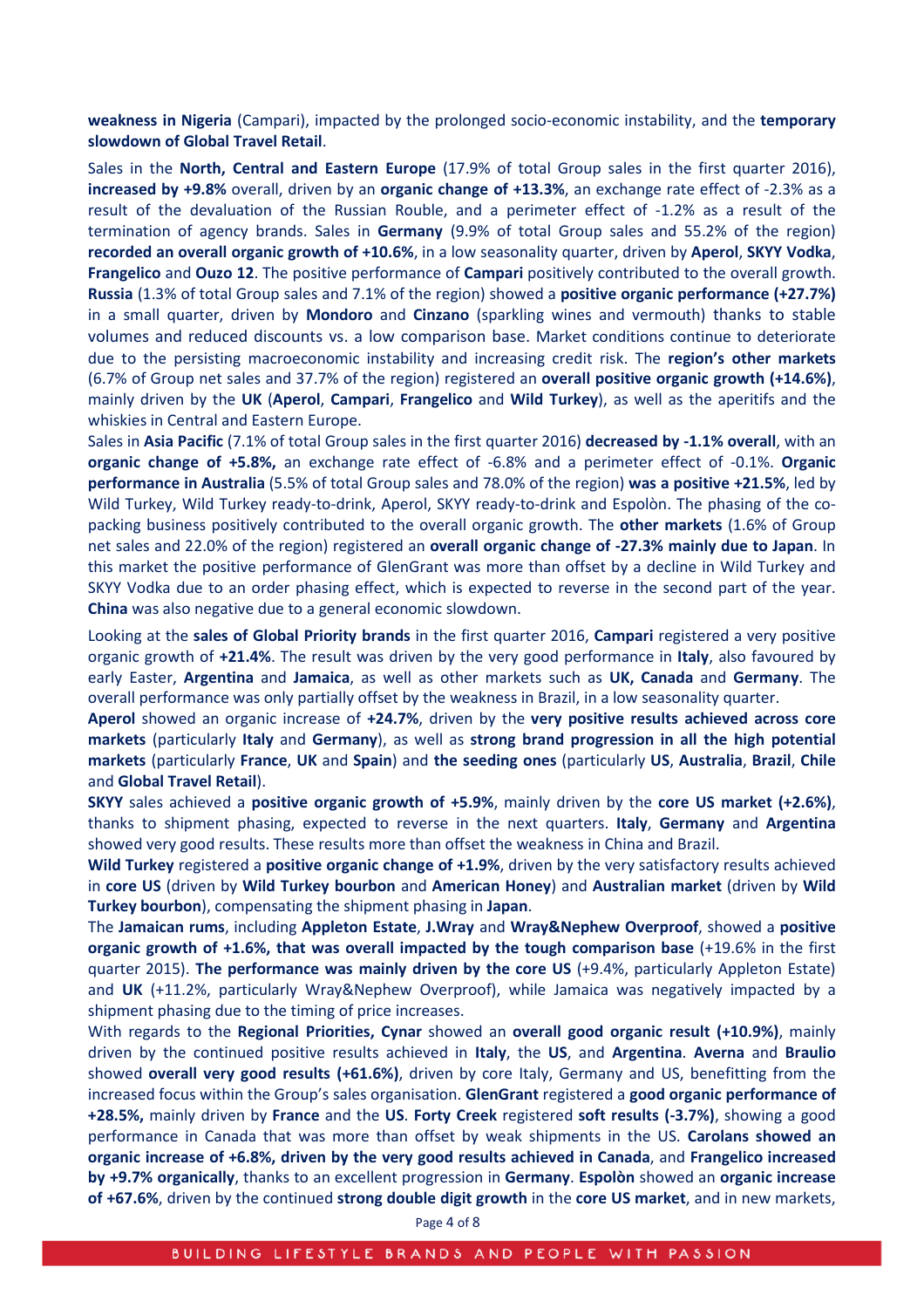**weakness in Nigeria** (Campari), impacted by the prolonged socio-economic instability, and the **temporary slowdown of Global Travel Retail**.

Sales in the **North, Central and Eastern Europe** (17.9% of total Group sales in the first quarter 2016), **increased by +9.8%** overall, driven by an **organic change of +13.3%**, an exchange rate effect of -2.3% as a result of the devaluation of the Russian Rouble, and a perimeter effect of -1.2% as a result of the termination of agency brands. Sales in **Germany** (9.9% of total Group sales and 55.2% of the region) **recorded an overall organic growth of +10.6%**, in a low seasonality quarter, driven by **Aperol**, **SKYY Vodka**, **Frangelico** and **Ouzo 12**. The positive performance of **Campari** positively contributed to the overall growth. **Russia** (1.3% of total Group sales and 7.1% of the region) showed a **positive organic performance (+27.7%)** in a small quarter, driven by **Mondoro** and **Cinzano** (sparkling wines and vermouth) thanks to stable volumes and reduced discounts vs. a low comparison base. Market conditions continue to deteriorate due to the persisting macroeconomic instability and increasing credit risk. The **region's other markets** (6.7% of Group net sales and 37.7% of the region) registered an **overall positive organic growth (+14.6%)**, mainly driven by the **UK** (**Aperol**, **Campari**, **Frangelico** and **Wild Turkey**), as well as the aperitifs and the whiskies in Central and Eastern Europe.

Sales in **Asia Pacific** (7.1% of total Group sales in the first quarter 2016) **decreased by -1.1% overall**, with an **organic change of +5.8%,** an exchange rate effect of -6.8% and a perimeter effect of -0.1%. **Organic performance in Australia** (5.5% of total Group sales and 78.0% of the region) **was a positive +21.5%**, led by Wild Turkey, Wild Turkey ready-to-drink, Aperol, SKYY ready-to-drink and Espolòn. The phasing of the co-packing business positively contributed to the overall organic growth. The **other markets** (1.6% of Group net sales and 22.0% of the region) registered an **overall organic change of -27.3% mainly due to Japan**. In this market the positive performance of GlenGrant was more than offset by a decline in Wild Turkey and SKYY Vodka due to an order phasing effect, which is expected to reverse in the second part of the year. **China** was also negative due to a general economic slowdown.

Looking at the **sales of Global Priority brands** in the first quarter 2016, **Campari** registered a very positive organic growth of **+21.4%**. The result was driven by the very good performance in **Italy**, also favoured by early Easter, **Argentina** and **Jamaica**, as well as other markets such as **UK, Canada** and **Germany**. The overall performance was only partially offset by the weakness in Brazil, in a low seasonality quarter.

**Aperol** showed an organic increase of **+24.7%**, driven by the **very positive results achieved across core markets** (particularly **Italy** and **Germany**), as well as **strong brand progression in all the high potential markets** (particularly **France**, **UK** and **Spain**) and **the seeding ones** (particularly **US**, **Australia**, **Brazil**, **Chile** and **Global Travel Retail**).

**SKYY** sales achieved a **positive organic growth of +5.9%**, mainly driven by the **core US market (+2.6%)**, thanks to shipment phasing, expected to reverse in the next quarters. **Italy**, **Germany** and **Argentina** showed very good results. These results more than offset the weakness in China and Brazil.

**Wild Turkey** registered a **positive organic change of +1.9%**, driven by the very satisfactory results achieved in **core US** (driven by **Wild Turkey bourbon** and **American Honey**) and **Australian market** (driven by **Wild Turkey bourbon**), compensating the shipment phasing in **Japan**.

The **Jamaican rums**, including **Appleton Estate**, **J.Wray** and **Wray&Nephew Overproof**, showed a **positive organic growth of +1.6%, that was overall impacted by the tough comparison base** (+19.6% in the first quarter 2015). **The performance was mainly driven by the core US** (+9.4%, particularly Appleton Estate) and **UK** (+11.2%, particularly Wray&Nephew Overproof), while Jamaica was negatively impacted by a shipment phasing due to the timing of price increases.

With regards to the **Regional Priorities, Cynar** showed an **overall good organic result (+10.9%)**, mainly driven by the continued positive results achieved in **Italy**, the **US**, and **Argentina**. **Averna** and **Braulio** showed **overall very good results (+61.6%)**, driven by core Italy, Germany and US, benefitting from the increased focus within the Group's sales organisation. **GlenGrant** registered a **good organic performance of +28.5%,** mainly driven by **France** and the **US**. **Forty Creek** registered **soft results (-3.7%)**, showing a good performance in Canada that was more than offset by weak shipments in the US. **Carolans showed an organic increase of +6.8%, driven by the very good results achieved in Canada**, and **Frangelico increased by +9.7% organically**, thanks to an excellent progression in **Germany**. **Espolòn** showed an **organic increase of +67.6%**, driven by the continued **strong double digit growth** in the **core US market**, and in new markets,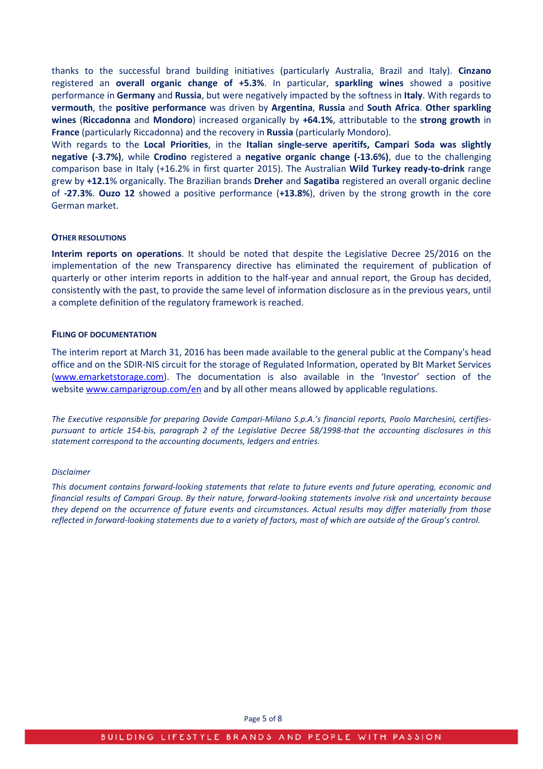thanks to the successful brand building initiatives (particularly Australia, Brazil and Italy). **Cinzano** registered an **overall organic change of +5.3%**. In particular, **sparkling wines** showed a positive performance in **Germany** and **Russia**, but were negatively impacted by the softness in **Italy**. With regards to **vermouth**, the **positive performance** was driven by **Argentina**, **Russia** and **South Africa**. **Other sparkling wines** (**Riccadonna** and **Mondoro**) increased organically by **+64.1%**, attributable to the **strong growth** in **France** (particularly Riccadonna) and the recovery in **Russia** (particularly Mondoro).

With regards to the **Local Priorities**, in the **Italian single-serve aperitifs, Campari Soda was slightly negative (-3.7%)**, while **Crodino** registered a **negative organic change (-13.6%)**, due to the challenging comparison base in Italy (+16.2% in first quarter 2015). The Australian **Wild Turkey ready-to-drink** range grew by **+12.1**% organically. The Brazilian brands **Dreher** and **Sagatiba** registered an overall organic decline of **-27.3%**. **Ouzo 12** showed a positive performance (**+13.8%**), driven by the strong growth in the core German market.

### OTHER RESOLUTIONS

**Interim reports on operations**. It should be noted that despite the Legislative Decree 25/2016 on the implementation of the new Transparency directive has eliminated the requirement of publication of quarterly or other interim reports in addition to the half-year and annual report, the Group has decided, consistently with the past, to provide the same level of information disclosure as in the previous years, until a complete definition of the regulatory framework is reached.

### FILING OF DOCUMENTATION

The interim report at March 31, 2016 has been made available to the general public at the Company's head office and on the SDIR-NIS circuit for the storage of Regulated Information, operated by BIt Market Services (www.emarketstorage.com). The documentation is also available in the 'Investor' section of the website www.camparigroup.com/en and by all other means allowed by applicable regulations.

*The Executive responsible for preparing Davide Campari-Milano S.p.A.'s financial reports, Paolo Marchesini, certifies-pursuant to article 154-bis, paragraph 2 of the Legislative Decree 58/1998-that the accounting disclosures in this statement correspond to the accounting documents, ledgers and entries.*

*Disclaimer*

*This document contains forward-looking statements that relate to future events and future operating, economic and financial results of Campari Group. By their nature, forward-looking statements involve risk and uncertainty because they depend on the occurrence of future events and circumstances. Actual results may differ materially from those reflected in forward-looking statements due to a variety of factors, most of which are outside of the Group's control.*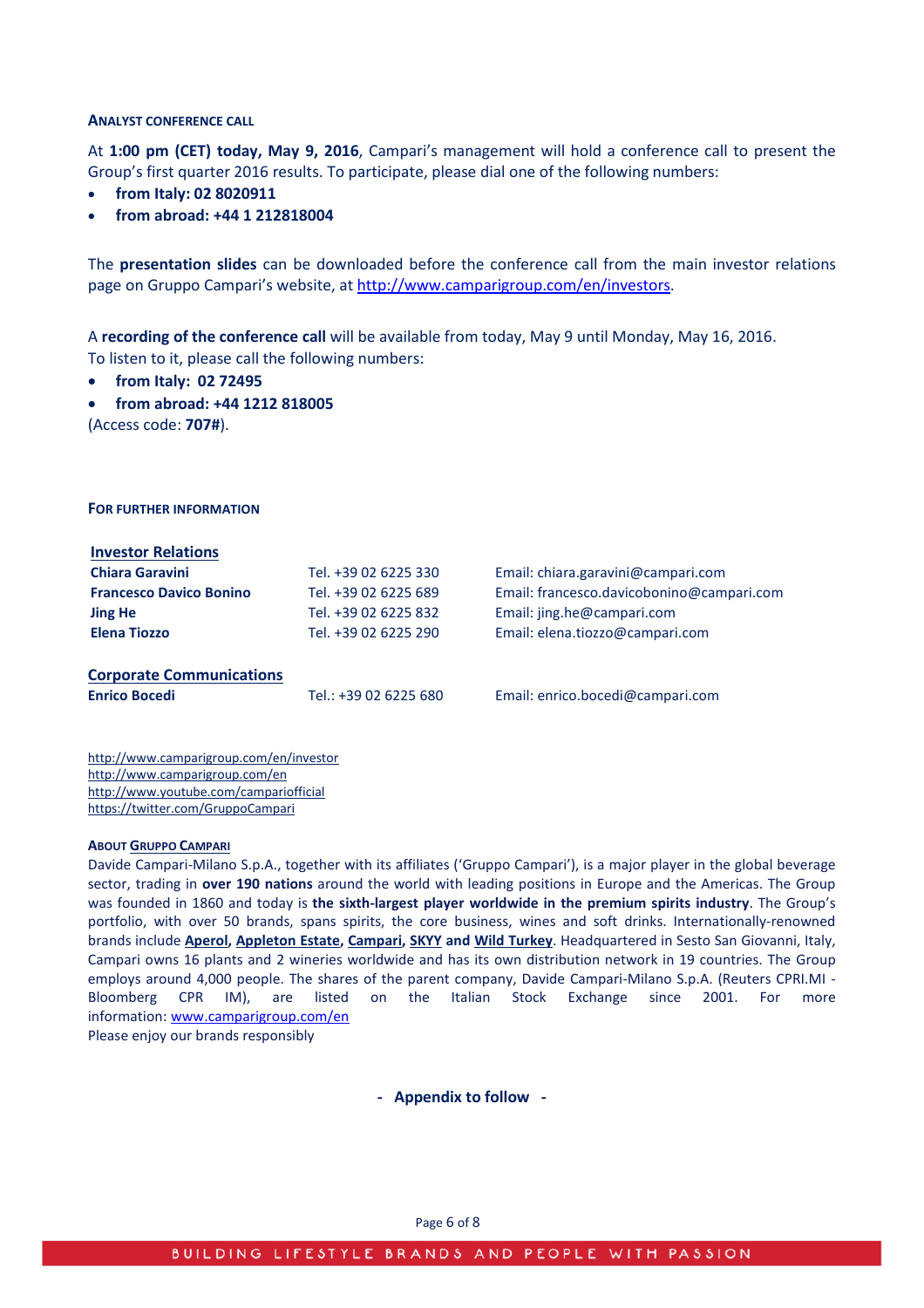### ANALYST CONFERENCE CALL

At **1:00 pm (CET) today, May 9, 2016**, Campari's management will hold a conference call to present the Group's first quarter 2016 results. To participate, please dial one of the following numbers:

- **from Italy: 02 8020911**
- **from abroad: +44 1 212818004**

The **presentation slides** can be downloaded before the conference call from the main investor relations page on Gruppo Campari's website, at http://www.camparigroup.com/en/investors.

A **recording of the conference call** will be available from today, May 9 until Monday, May 16, 2016.
To listen to it, please call the following numbers:

- **from Italy: 02 72495**
- **from abroad: +44 1212 818005**

(Access code: **707#**).

### FOR FURTHER INFORMATION

**Investor Relations**

| | | |
|---|---|---|
| **Chiara Garavini** | Tel. +39 02 6225 330 | Email: chiara.garavini@campari.com |
| **Francesco Davico Bonino** | Tel. +39 02 6225 689 | Email: francesco.davicobonino@campari.com |
| **Jing He** | Tel. +39 02 6225 832 | Email: jing.he@campari.com |
| **Elena Tiozzo** | Tel. +39 02 6225 290 | Email: elena.tiozzo@campari.com |

**Corporate Communications**

| | | |
|---|---|---|
| **Enrico Bocedi** | Tel.: +39 02 6225 680 | Email: enrico.bocedi@campari.com |

http://www.camparigroup.com/en/investor
http://www.camparigroup.com/en
http://www.youtube.com/campariofficial
https://twitter.com/GruppoCampari

### ABOUT GRUPPO CAMPARI

Davide Campari-Milano S.p.A., together with its affiliates ('Gruppo Campari'), is a major player in the global beverage sector, trading in **over 190 nations** around the world with leading positions in Europe and the Americas. The Group was founded in 1860 and today is **the sixth-largest player worldwide in the premium spirits industry**. The Group's portfolio, with over 50 brands, spans spirits, the core business, wines and soft drinks. Internationally-renowned brands include **Aperol, Appleton Estate, Campari, SKYY and Wild Turkey**. Headquartered in Sesto San Giovanni, Italy, Campari owns 16 plants and 2 wineries worldwide and has its own distribution network in 19 countries. The Group employs around 4,000 people. The shares of the parent company, Davide Campari-Milano S.p.A. (Reuters CPRI.MI - Bloomberg CPR IM), are listed on the Italian Stock Exchange since 2001. For more information: www.camparigroup.com/en
Please enjoy our brands responsibly

**- Appendix to follow -**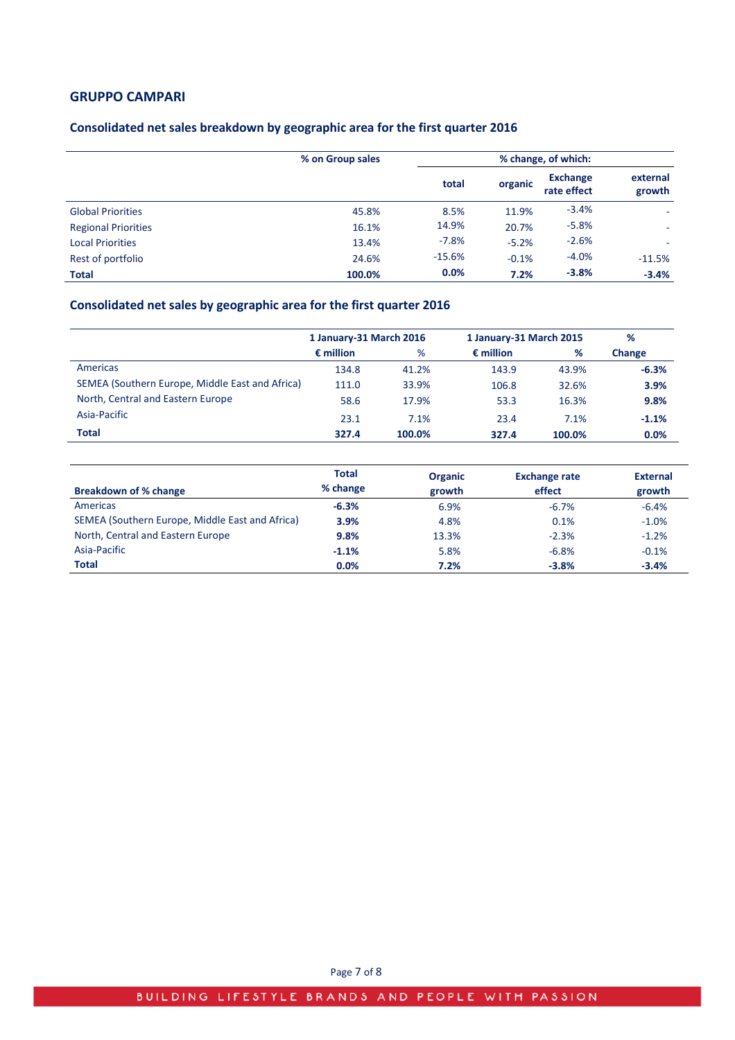## GRUPPO CAMPARI

### Consolidated net sales breakdown by geographic area for the first quarter 2016

| | % on Group sales | % change, of which: | | | |
|---|---|---|---|---|---|
| | | total | organic | Exchange rate effect | external growth |
| Global Priorities | 45.8% | 8.5% | 11.9% | -3.4% | - |
| Regional Priorities | 16.1% | 14.9% | 20.7% | -5.8% | - |
| Local Priorities | 13.4% | -7.8% | -5.2% | -2.6% | - |
| Rest of portfolio | 24.6% | -15.6% | -0.1% | -4.0% | -11.5% |
| **Total** | **100.0%** | **0.0%** | **7.2%** | **-3.8%** | **-3.4%** |

### Consolidated net sales by geographic area for the first quarter 2016

| | 1 January-31 March 2016 | | 1 January-31 March 2015 | | % |
|---|---|---|---|---|---|
| | € million | % | € million | % | Change |
| Americas | 134.8 | 41.2% | 143.9 | 43.9% | **-6.3%** |
| SEMEA (Southern Europe, Middle East and Africa) | 111.0 | 33.9% | 106.8 | 32.6% | **3.9%** |
| North, Central and Eastern Europe | 58.6 | 17.9% | 53.3 | 16.3% | **9.8%** |
| Asia-Pacific | 23.1 | 7.1% | 23.4 | 7.1% | **-1.1%** |
| **Total** | **327.4** | **100.0%** | **327.4** | **100.0%** | **0.0%** |

| Breakdown of % change | Total % change | Organic growth | Exchange rate effect | External growth |
|---|---|---|---|---|
| Americas | **-6.3%** | 6.9% | -6.7% | -6.4% |
| SEMEA (Southern Europe, Middle East and Africa) | **3.9%** | 4.8% | 0.1% | -1.0% |
| North, Central and Eastern Europe | **9.8%** | 13.3% | -2.3% | -1.2% |
| Asia-Pacific | **-1.1%** | 5.8% | -6.8% | -0.1% |
| **Total** | **0.0%** | **7.2%** | **-3.8%** | **-3.4%** |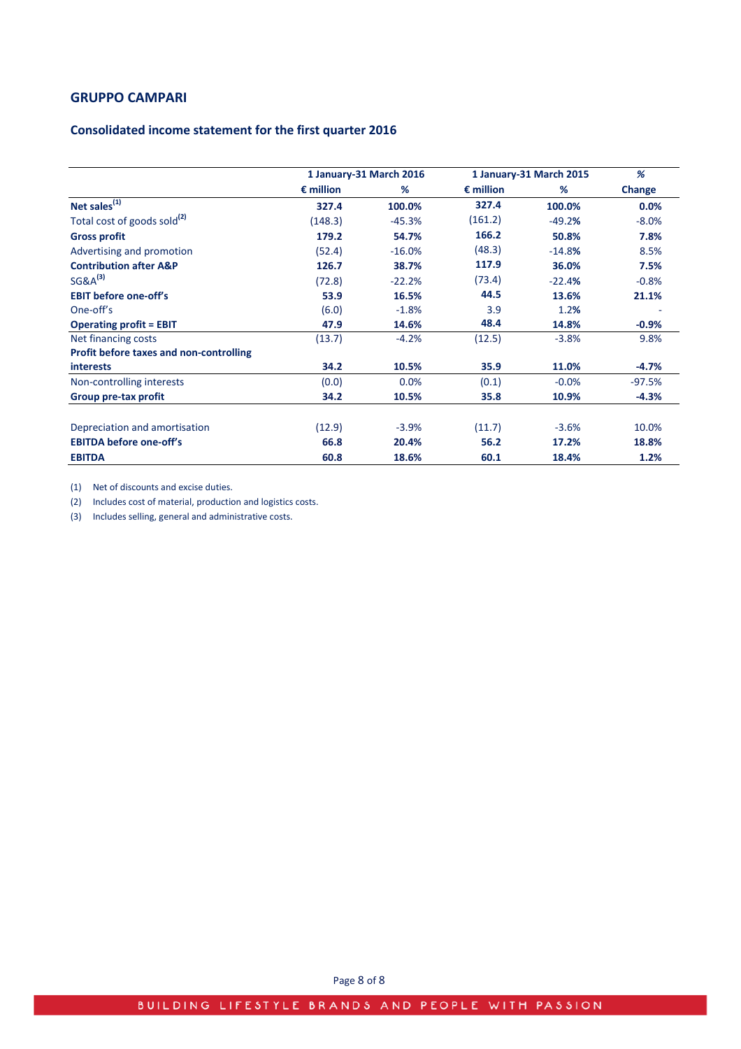## GRUPPO CAMPARI

### Consolidated income statement for the first quarter 2016

| | 1 January-31 March 2016 | | 1 January-31 March 2015 | | % |
|---|---|---|---|---|---|
| | € million | % | € million | % | Change |
| **Net sales[(1)]** | **327.4** | **100.0%** | **327.4** | **100.0%** | **0.0%** |
| Total cost of goods sold[(2)] | (148.3) | -45.3% | (161.2) | -49.2% | -8.0% |
| **Gross profit** | **179.2** | **54.7%** | **166.2** | **50.8%** | **7.8%** |
| Advertising and promotion | (52.4) | -16.0% | (48.3) | -14.8% | 8.5% |
| **Contribution after A&P** | **126.7** | **38.7%** | **117.9** | **36.0%** | **7.5%** |
| SG&A[(3)] | (72.8) | -22.2% | (73.4) | -22.4% | -0.8% |
| **EBIT before one-off's** | **53.9** | **16.5%** | **44.5** | **13.6%** | **21.1%** |
| One-off's | (6.0) | -1.8% | 3.9 | 1.2% | - |
| **Operating profit = EBIT** | **47.9** | **14.6%** | **48.4** | **14.8%** | **-0.9%** |
| Net financing costs | (13.7) | -4.2% | (12.5) | -3.8% | 9.8% |
| **Profit before taxes and non-controlling interests** | **34.2** | **10.5%** | **35.9** | **11.0%** | **-4.7%** |
| Non-controlling interests | (0.0) | 0.0% | (0.1) | -0.0% | -97.5% |
| **Group pre-tax profit** | **34.2** | **10.5%** | **35.8** | **10.9%** | **-4.3%** |
| | | | | | |
| Depreciation and amortisation | (12.9) | -3.9% | (11.7) | -3.6% | 10.0% |
| **EBITDA before one-off's** | **66.8** | **20.4%** | **56.2** | **17.2%** | **18.8%** |
| **EBITDA** | **60.8** | **18.6%** | **60.1** | **18.4%** | **1.2%** |

(1) Net of discounts and excise duties.

(2) Includes cost of material, production and logistics costs.

(3) Includes selling, general and administrative costs.

BUILDING LIFESTYLE BRANDS AND PEOPLE WITH PASSION